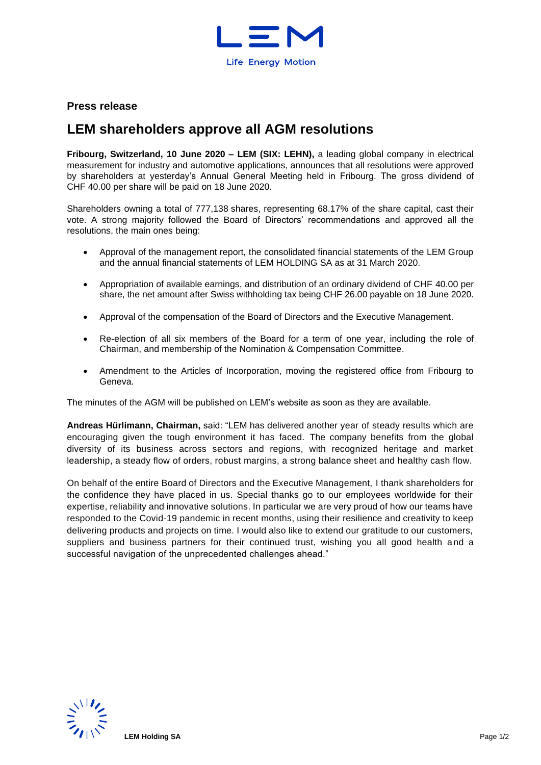**Press release**

# LEM shareholders approve all AGM resolutions

**Fribourg, Switzerland, 10 June 2020 – LEM (SIX: LEHN),** a leading global company in electrical measurement for industry and automotive applications, announces that all resolutions were approved by shareholders at yesterday's Annual General Meeting held in Fribourg. The gross dividend of CHF 40.00 per share will be paid on 18 June 2020.

Shareholders owning a total of 777,138 shares, representing 68.17% of the share capital, cast their vote. A strong majority followed the Board of Directors' recommendations and approved all the resolutions, the main ones being:

- Approval of the management report, the consolidated financial statements of the LEM Group and the annual financial statements of LEM HOLDING SA as at 31 March 2020.
- Appropriation of available earnings, and distribution of an ordinary dividend of CHF 40.00 per share, the net amount after Swiss withholding tax being CHF 26.00 payable on 18 June 2020.
- Approval of the compensation of the Board of Directors and the Executive Management.
- Re-election of all six members of the Board for a term of one year, including the role of Chairman, and membership of the Nomination & Compensation Committee.
- Amendment to the Articles of Incorporation, moving the registered office from Fribourg to Geneva.

The minutes of the AGM will be published on LEM's website as soon as they are available.

**Andreas Hürlimann, Chairman,** said: "LEM has delivered another year of steady results which are encouraging given the tough environment it has faced. The company benefits from the global diversity of its business across sectors and regions, with recognized heritage and market leadership, a steady flow of orders, robust margins, a strong balance sheet and healthy cash flow.

On behalf of the entire Board of Directors and the Executive Management, I thank shareholders for the confidence they have placed in us. Special thanks go to our employees worldwide for their expertise, reliability and innovative solutions. In particular we are very proud of how our teams have responded to the Covid-19 pandemic in recent months, using their resilience and creativity to keep delivering products and projects on time. I would also like to extend our gratitude to our customers, suppliers and business partners for their continued trust, wishing you all good health and a successful navigation of the unprecedented challenges ahead."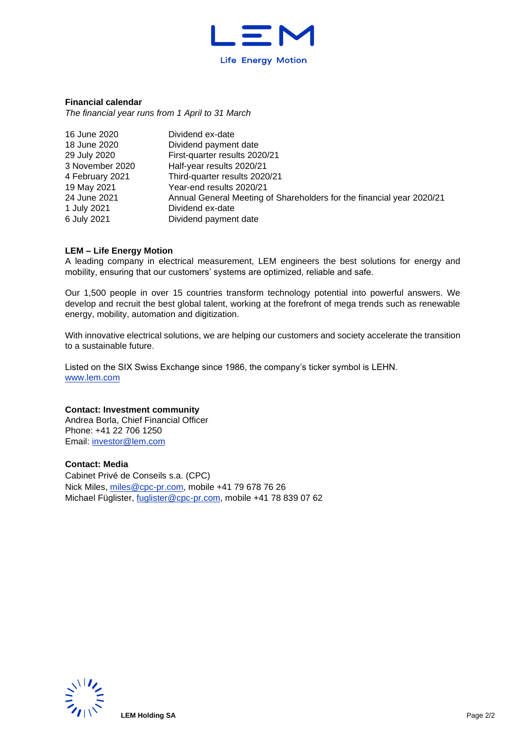**Financial calendar**

*The financial year runs from 1 April to 31 March*

| | |
|---|---|
| 16 June 2020 | Dividend ex-date |
| 18 June 2020 | Dividend payment date |
| 29 July 2020 | First-quarter results 2020/21 |
| 3 November 2020 | Half-year results 2020/21 |
| 4 February 2021 | Third-quarter results 2020/21 |
| 19 May 2021 | Year-end results 2020/21 |
| 24 June 2021 | Annual General Meeting of Shareholders for the financial year 2020/21 |
| 1 July 2021 | Dividend ex-date |
| 6 July 2021 | Dividend payment date |

**LEM – Life Energy Motion**

A leading company in electrical measurement, LEM engineers the best solutions for energy and mobility, ensuring that our customers' systems are optimized, reliable and safe.

Our 1,500 people in over 15 countries transform technology potential into powerful answers. We develop and recruit the best global talent, working at the forefront of mega trends such as renewable energy, mobility, automation and digitization.

With innovative electrical solutions, we are helping our customers and society accelerate the transition to a sustainable future.

Listed on the SIX Swiss Exchange since 1986, the company's ticker symbol is LEHN.
www.lem.com

**Contact: Investment community**
Andrea Borla, Chief Financial Officer
Phone: +41 22 706 1250
Email: investor@lem.com

**Contact: Media**
Cabinet Privé de Conseils s.a. (CPC)
Nick Miles, miles@cpc-pr.com, mobile +41 79 678 76 26
Michael Füglister, fuglister@cpc-pr.com, mobile +41 78 839 07 62